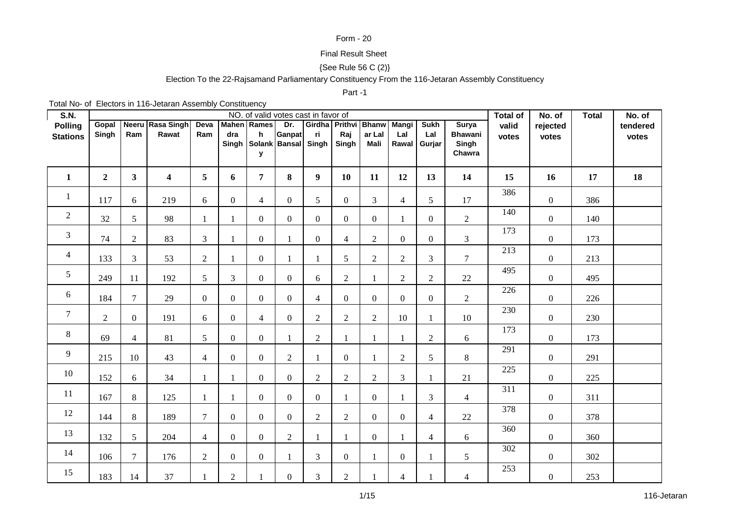Form - 20

Final Result Sheet

{See Rule 56 C (2)}

Election To the 22-Rajsamand Parliamentary Constituency From the 116-Jetaran Assembly Constituency

Part -1

Total No- of Electors in 116-Jetaran Assembly Constituency

| S.N. Polling Stations | NO. of valid votes cast in favor of | | | | | | | | | | | | | Total of valid votes | No. of rejected votes | Total | No. of tendered votes |
|---|---|---|---|---|---|---|---|---|---|---|---|---|---|---|---|---|---|
| | Gopal Singh | Neeru Ram | Rasa Singh Rawat | Deva Ram | Mahendra Singh | Ramesh Solanky | Dr. Ganpat Bansal | Girdhari Singh | Prithvi Raj Singh | Bhanwar Lal Mali | Mangi Lal Rawal | Sukh Lal Gurjar | Surya Bhawani Singh Chawra | | | | |
| 1 | 2 | 3 | 4 | 5 | 6 | 7 | 8 | 9 | 10 | 11 | 12 | 13 | 14 | 15 | 16 | 17 | 18 |
| 1 | 117 | 6 | 219 | 6 | 0 | 4 | 0 | 5 | 0 | 3 | 4 | 5 | 17 | 386 | 0 | 386 | |
| 2 | 32 | 5 | 98 | 1 | 1 | 0 | 0 | 0 | 0 | 0 | 1 | 0 | 2 | 140 | 0 | 140 | |
| 3 | 74 | 2 | 83 | 3 | 1 | 0 | 1 | 0 | 4 | 2 | 0 | 0 | 3 | 173 | 0 | 173 | |
| 4 | 133 | 3 | 53 | 2 | 1 | 0 | 1 | 1 | 5 | 2 | 2 | 3 | 7 | 213 | 0 | 213 | |
| 5 | 249 | 11 | 192 | 5 | 3 | 0 | 0 | 6 | 2 | 1 | 2 | 2 | 22 | 495 | 0 | 495 | |
| 6 | 184 | 7 | 29 | 0 | 0 | 0 | 0 | 4 | 0 | 0 | 0 | 0 | 2 | 226 | 0 | 226 | |
| 7 | 2 | 0 | 191 | 6 | 0 | 4 | 0 | 2 | 2 | 2 | 10 | 1 | 10 | 230 | 0 | 230 | |
| 8 | 69 | 4 | 81 | 5 | 0 | 0 | 1 | 2 | 1 | 1 | 1 | 2 | 6 | 173 | 0 | 173 | |
| 9 | 215 | 10 | 43 | 4 | 0 | 0 | 2 | 1 | 0 | 1 | 2 | 5 | 8 | 291 | 0 | 291 | |
| 10 | 152 | 6 | 34 | 1 | 1 | 0 | 0 | 2 | 2 | 2 | 3 | 1 | 21 | 225 | 0 | 225 | |
| 11 | 167 | 8 | 125 | 1 | 1 | 0 | 0 | 0 | 1 | 0 | 1 | 3 | 4 | 311 | 0 | 311 | |
| 12 | 144 | 8 | 189 | 7 | 0 | 0 | 0 | 2 | 2 | 0 | 0 | 4 | 22 | 378 | 0 | 378 | |
| 13 | 132 | 5 | 204 | 4 | 0 | 0 | 2 | 1 | 1 | 0 | 1 | 4 | 6 | 360 | 0 | 360 | |
| 14 | 106 | 7 | 176 | 2 | 0 | 0 | 1 | 3 | 0 | 1 | 0 | 1 | 5 | 302 | 0 | 302 | |
| 15 | 183 | 14 | 37 | 1 | 2 | 1 | 0 | 3 | 2 | 1 | 4 | 1 | 4 | 253 | 0 | 253 | |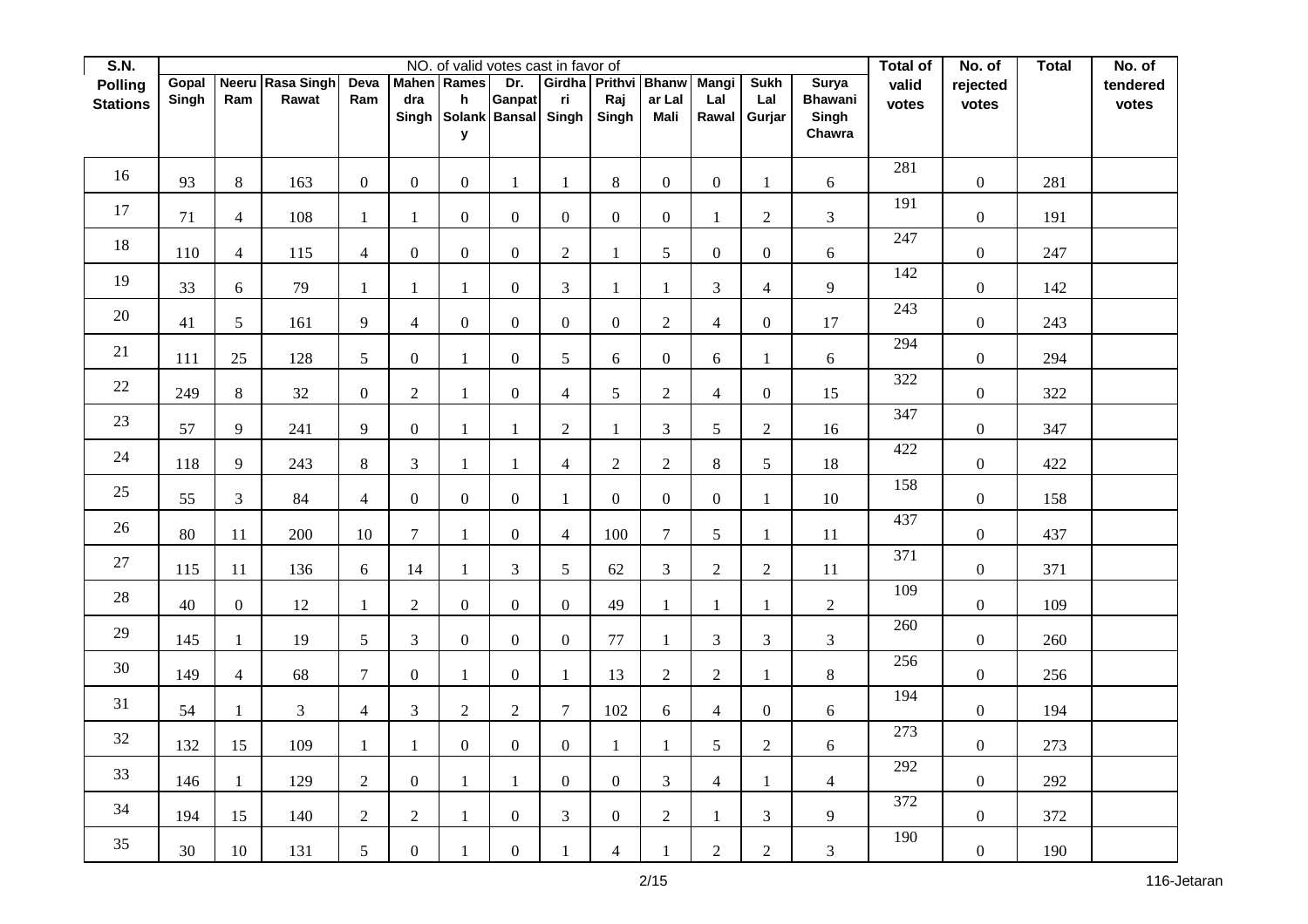| S.N. Polling Stations | NO. of valid votes cast in favor of | | | | | | | | | | | | | Total of valid votes | No. of rejected votes | Total | No. of tendered votes |
|---|---|---|---|---|---|---|---|---|---|---|---|---|---|---|---|---|---|
| | Gopal Singh | Neeru Ram | Rasa Singh Rawat | Deva Ram | Mahendra Singh | Ramesh Solanky | Dr. Ganpat Bansal | Girdhari Singh | Prithvi Raj Singh | Bhanwar Lal Mali | Mangi Lal Rawal | Sukh Lal Gurjar | Surya Bhawani Singh Chawra | | | | |
| 16 | 93 | 8 | 163 | 0 | 0 | 0 | 1 | 1 | 8 | 0 | 0 | 1 | 6 | 281 | 0 | 281 | |
| 17 | 71 | 4 | 108 | 1 | 1 | 0 | 0 | 0 | 0 | 0 | 1 | 2 | 3 | 191 | 0 | 191 | |
| 18 | 110 | 4 | 115 | 4 | 0 | 0 | 0 | 2 | 1 | 5 | 0 | 0 | 6 | 247 | 0 | 247 | |
| 19 | 33 | 6 | 79 | 1 | 1 | 1 | 0 | 3 | 1 | 1 | 3 | 4 | 9 | 142 | 0 | 142 | |
| 20 | 41 | 5 | 161 | 9 | 4 | 0 | 0 | 0 | 0 | 2 | 4 | 0 | 17 | 243 | 0 | 243 | |
| 21 | 111 | 25 | 128 | 5 | 0 | 1 | 0 | 5 | 6 | 0 | 6 | 1 | 6 | 294 | 0 | 294 | |
| 22 | 249 | 8 | 32 | 0 | 2 | 1 | 0 | 4 | 5 | 2 | 4 | 0 | 15 | 322 | 0 | 322 | |
| 23 | 57 | 9 | 241 | 9 | 0 | 1 | 1 | 2 | 1 | 3 | 5 | 2 | 16 | 347 | 0 | 347 | |
| 24 | 118 | 9 | 243 | 8 | 3 | 1 | 1 | 4 | 2 | 2 | 8 | 5 | 18 | 422 | 0 | 422 | |
| 25 | 55 | 3 | 84 | 4 | 0 | 0 | 0 | 1 | 0 | 0 | 0 | 1 | 10 | 158 | 0 | 158 | |
| 26 | 80 | 11 | 200 | 10 | 7 | 1 | 0 | 4 | 100 | 7 | 5 | 1 | 11 | 437 | 0 | 437 | |
| 27 | 115 | 11 | 136 | 6 | 14 | 1 | 3 | 5 | 62 | 3 | 2 | 2 | 11 | 371 | 0 | 371 | |
| 28 | 40 | 0 | 12 | 1 | 2 | 0 | 0 | 0 | 49 | 1 | 1 | 1 | 2 | 109 | 0 | 109 | |
| 29 | 145 | 1 | 19 | 5 | 3 | 0 | 0 | 0 | 77 | 1 | 3 | 3 | 3 | 260 | 0 | 260 | |
| 30 | 149 | 4 | 68 | 7 | 0 | 1 | 0 | 1 | 13 | 2 | 2 | 1 | 8 | 256 | 0 | 256 | |
| 31 | 54 | 1 | 3 | 4 | 3 | 2 | 2 | 7 | 102 | 6 | 4 | 0 | 6 | 194 | 0 | 194 | |
| 32 | 132 | 15 | 109 | 1 | 1 | 0 | 0 | 0 | 1 | 1 | 5 | 2 | 6 | 273 | 0 | 273 | |
| 33 | 146 | 1 | 129 | 2 | 0 | 1 | 1 | 0 | 0 | 3 | 4 | 1 | 4 | 292 | 0 | 292 | |
| 34 | 194 | 15 | 140 | 2 | 2 | 1 | 0 | 3 | 0 | 2 | 1 | 3 | 9 | 372 | 0 | 372 | |
| 35 | 30 | 10 | 131 | 5 | 0 | 1 | 0 | 1 | 4 | 1 | 2 | 2 | 3 | 190 | 0 | 190 | |

116-Jetaran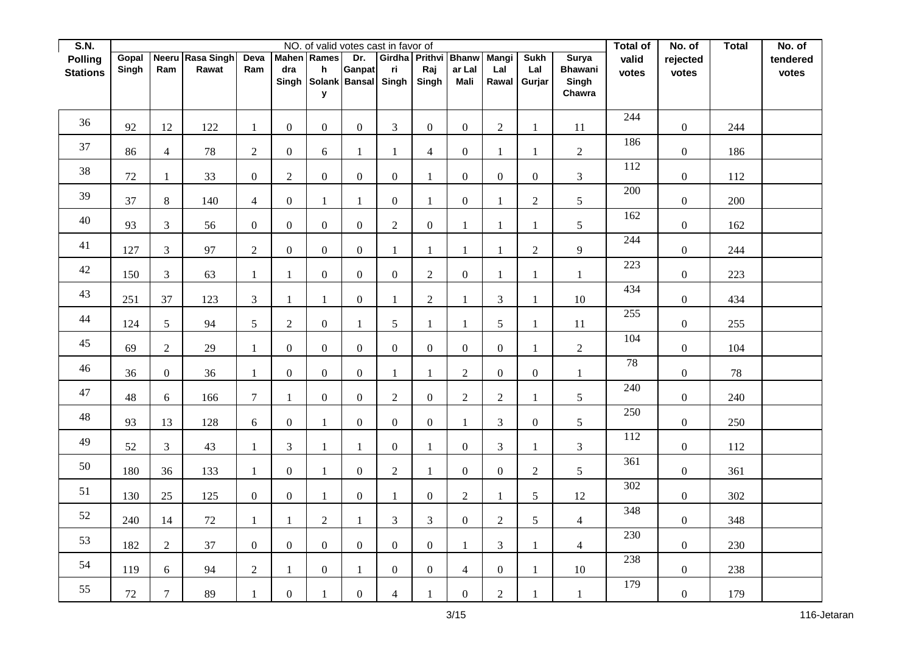| S.N. Polling Stations | NO. of valid votes cast in favor of | | | | | | | | | | | | | Total of valid votes | No. of rejected votes | Total | No. of tendered votes |
|---|---|---|---|---|---|---|---|---|---|---|---|---|---|---|---|---|---|
| | Gopal Singh | Neeru Ram | Rasa Singh Rawat | Deva Ram | Mahendra Singh | Ramesh Solanky | Dr. Ganpat Bansal | Girdhari Singh | Prithvi Raj Singh | Bhanwar Lal Mali | Mangi Lal Rawal | Sukh Lal Gurjar | Surya Bhawani Singh Chawra | | | | |
| 36 | 92 | 12 | 122 | 1 | 0 | 0 | 0 | 3 | 0 | 0 | 2 | 1 | 11 | 244 | 0 | 244 | |
| 37 | 86 | 4 | 78 | 2 | 0 | 6 | 1 | 1 | 4 | 0 | 1 | 1 | 2 | 186 | 0 | 186 | |
| 38 | 72 | 1 | 33 | 0 | 2 | 0 | 0 | 0 | 1 | 0 | 0 | 0 | 3 | 112 | 0 | 112 | |
| 39 | 37 | 8 | 140 | 4 | 0 | 1 | 1 | 0 | 1 | 0 | 1 | 2 | 5 | 200 | 0 | 200 | |
| 40 | 93 | 3 | 56 | 0 | 0 | 0 | 0 | 2 | 0 | 1 | 1 | 1 | 5 | 162 | 0 | 162 | |
| 41 | 127 | 3 | 97 | 2 | 0 | 0 | 0 | 1 | 1 | 1 | 1 | 2 | 9 | 244 | 0 | 244 | |
| 42 | 150 | 3 | 63 | 1 | 1 | 0 | 0 | 0 | 2 | 0 | 1 | 1 | 1 | 223 | 0 | 223 | |
| 43 | 251 | 37 | 123 | 3 | 1 | 1 | 0 | 1 | 2 | 1 | 3 | 1 | 10 | 434 | 0 | 434 | |
| 44 | 124 | 5 | 94 | 5 | 2 | 0 | 1 | 5 | 1 | 1 | 5 | 1 | 11 | 255 | 0 | 255 | |
| 45 | 69 | 2 | 29 | 1 | 0 | 0 | 0 | 0 | 0 | 0 | 0 | 1 | 2 | 104 | 0 | 104 | |
| 46 | 36 | 0 | 36 | 1 | 0 | 0 | 0 | 1 | 1 | 2 | 0 | 0 | 1 | 78 | 0 | 78 | |
| 47 | 48 | 6 | 166 | 7 | 1 | 0 | 0 | 2 | 0 | 2 | 2 | 1 | 5 | 240 | 0 | 240 | |
| 48 | 93 | 13 | 128 | 6 | 0 | 1 | 0 | 0 | 0 | 1 | 3 | 0 | 5 | 250 | 0 | 250 | |
| 49 | 52 | 3 | 43 | 1 | 3 | 1 | 1 | 0 | 1 | 0 | 3 | 1 | 3 | 112 | 0 | 112 | |
| 50 | 180 | 36 | 133 | 1 | 0 | 1 | 0 | 2 | 1 | 0 | 0 | 2 | 5 | 361 | 0 | 361 | |
| 51 | 130 | 25 | 125 | 0 | 0 | 1 | 0 | 1 | 0 | 2 | 1 | 5 | 12 | 302 | 0 | 302 | |
| 52 | 240 | 14 | 72 | 1 | 1 | 2 | 1 | 3 | 3 | 0 | 2 | 5 | 4 | 348 | 0 | 348 | |
| 53 | 182 | 2 | 37 | 0 | 0 | 0 | 0 | 0 | 0 | 1 | 3 | 1 | 4 | 230 | 0 | 230 | |
| 54 | 119 | 6 | 94 | 2 | 1 | 0 | 1 | 0 | 0 | 4 | 0 | 1 | 10 | 238 | 0 | 238 | |
| 55 | 72 | 7 | 89 | 1 | 0 | 1 | 0 | 4 | 1 | 0 | 2 | 1 | 1 | 179 | 0 | 179 | |

116-Jetaran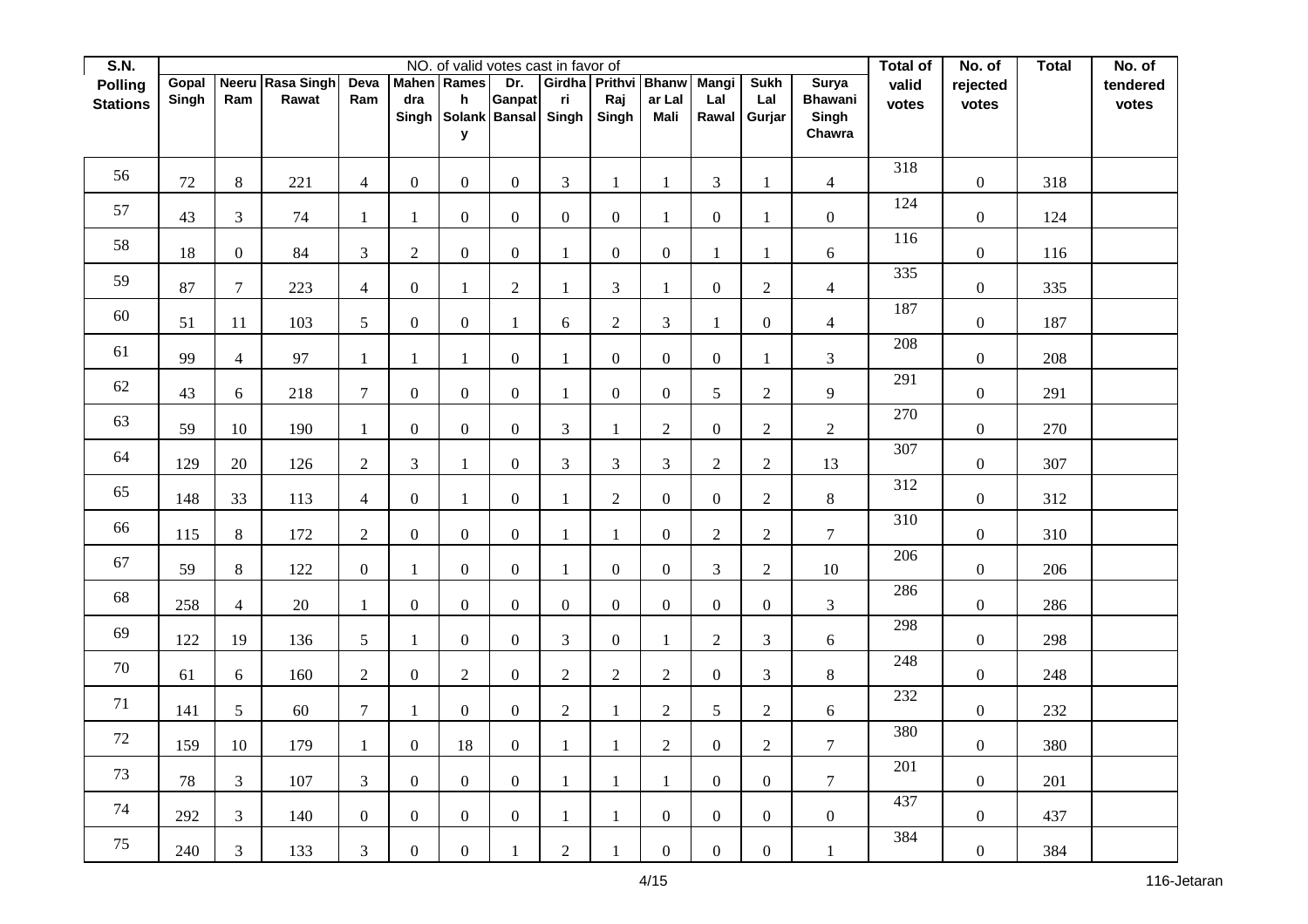| S.N. Polling Stations | NO. of valid votes cast in favor of | | | | | | | | | | | | | Total of valid votes | No. of rejected votes | Total | No. of tendered votes |
|---|---|---|---|---|---|---|---|---|---|---|---|---|---|---|---|---|---|
| | Gopal Singh | Neeru Ram | Rasa Singh Rawat | Deva Ram | Mahendra Singh | Ramesh Solanky | Dr. Ganpat Bansal | Girdhari Singh | Prithvi Raj Singh | Bhanwar Lal Mali | Mangi Lal Rawal | Sukh Lal Gurjar | Surya Bhawani Singh Chawra | | | | |
| 56 | 72 | 8 | 221 | 4 | 0 | 0 | 0 | 3 | 1 | 1 | 3 | 1 | 4 | 318 | 0 | 318 | |
| 57 | 43 | 3 | 74 | 1 | 1 | 0 | 0 | 0 | 0 | 1 | 0 | 1 | 0 | 124 | 0 | 124 | |
| 58 | 18 | 0 | 84 | 3 | 2 | 0 | 0 | 1 | 0 | 0 | 1 | 1 | 6 | 116 | 0 | 116 | |
| 59 | 87 | 7 | 223 | 4 | 0 | 1 | 2 | 1 | 3 | 1 | 0 | 2 | 4 | 335 | 0 | 335 | |
| 60 | 51 | 11 | 103 | 5 | 0 | 0 | 1 | 6 | 2 | 3 | 1 | 0 | 4 | 187 | 0 | 187 | |
| 61 | 99 | 4 | 97 | 1 | 1 | 1 | 0 | 1 | 0 | 0 | 0 | 1 | 3 | 208 | 0 | 208 | |
| 62 | 43 | 6 | 218 | 7 | 0 | 0 | 0 | 1 | 0 | 0 | 5 | 2 | 9 | 291 | 0 | 291 | |
| 63 | 59 | 10 | 190 | 1 | 0 | 0 | 0 | 3 | 1 | 2 | 0 | 2 | 2 | 270 | 0 | 270 | |
| 64 | 129 | 20 | 126 | 2 | 3 | 1 | 0 | 3 | 3 | 3 | 2 | 2 | 13 | 307 | 0 | 307 | |
| 65 | 148 | 33 | 113 | 4 | 0 | 1 | 0 | 1 | 2 | 0 | 0 | 2 | 8 | 312 | 0 | 312 | |
| 66 | 115 | 8 | 172 | 2 | 0 | 0 | 0 | 1 | 1 | 0 | 2 | 2 | 7 | 310 | 0 | 310 | |
| 67 | 59 | 8 | 122 | 0 | 1 | 0 | 0 | 1 | 0 | 0 | 3 | 2 | 10 | 206 | 0 | 206 | |
| 68 | 258 | 4 | 20 | 1 | 0 | 0 | 0 | 0 | 0 | 0 | 0 | 0 | 3 | 286 | 0 | 286 | |
| 69 | 122 | 19 | 136 | 5 | 1 | 0 | 0 | 3 | 0 | 1 | 2 | 3 | 6 | 298 | 0 | 298 | |
| 70 | 61 | 6 | 160 | 2 | 0 | 2 | 0 | 2 | 2 | 2 | 0 | 3 | 8 | 248 | 0 | 248 | |
| 71 | 141 | 5 | 60 | 7 | 1 | 0 | 0 | 2 | 1 | 2 | 5 | 2 | 6 | 232 | 0 | 232 | |
| 72 | 159 | 10 | 179 | 1 | 0 | 18 | 0 | 1 | 1 | 2 | 0 | 2 | 7 | 380 | 0 | 380 | |
| 73 | 78 | 3 | 107 | 3 | 0 | 0 | 0 | 1 | 1 | 1 | 0 | 0 | 7 | 201 | 0 | 201 | |
| 74 | 292 | 3 | 140 | 0 | 0 | 0 | 0 | 1 | 1 | 0 | 0 | 0 | 0 | 437 | 0 | 437 | |
| 75 | 240 | 3 | 133 | 3 | 0 | 0 | 1 | 2 | 1 | 0 | 0 | 0 | 1 | 384 | 0 | 384 | |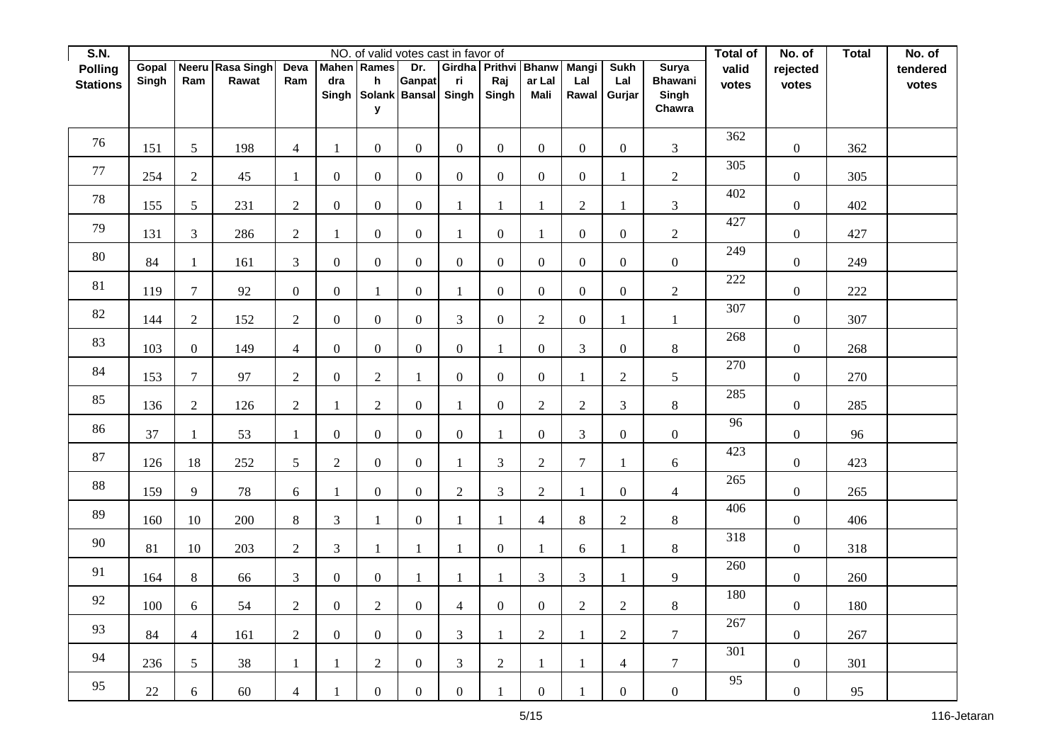| S.N. Polling Stations | NO. of valid votes cast in favor of | | | | | | | | | | | | | Total of valid votes | No. of rejected votes | Total | No. of tendered votes |
|---|---|---|---|---|---|---|---|---|---|---|---|---|---|---|---|---|---|
| | Gopal Singh | Neeru Ram | Rasa Singh Rawat | Deva Ram | Mahendra Singh | Ramesh Solanky | Dr. Ganpat Bansal | Girdhari Singh | Prithvi Raj Singh | Bhanwar Lal Mali | Mangi Lal Rawal | Sukh Lal Gurjar | Surya Bhawani Singh Chawra | | | | |
| 76 | 151 | 5 | 198 | 4 | 1 | 0 | 0 | 0 | 0 | 0 | 0 | 0 | 3 | 362 | 0 | 362 | |
| 77 | 254 | 2 | 45 | 1 | 0 | 0 | 0 | 0 | 0 | 0 | 0 | 1 | 2 | 305 | 0 | 305 | |
| 78 | 155 | 5 | 231 | 2 | 0 | 0 | 0 | 1 | 1 | 1 | 2 | 1 | 3 | 402 | 0 | 402 | |
| 79 | 131 | 3 | 286 | 2 | 1 | 0 | 0 | 1 | 0 | 1 | 0 | 0 | 2 | 427 | 0 | 427 | |
| 80 | 84 | 1 | 161 | 3 | 0 | 0 | 0 | 0 | 0 | 0 | 0 | 0 | 0 | 249 | 0 | 249 | |
| 81 | 119 | 7 | 92 | 0 | 0 | 1 | 0 | 1 | 0 | 0 | 0 | 0 | 2 | 222 | 0 | 222 | |
| 82 | 144 | 2 | 152 | 2 | 0 | 0 | 0 | 3 | 0 | 2 | 0 | 1 | 1 | 307 | 0 | 307 | |
| 83 | 103 | 0 | 149 | 4 | 0 | 0 | 0 | 0 | 1 | 0 | 3 | 0 | 8 | 268 | 0 | 268 | |
| 84 | 153 | 7 | 97 | 2 | 0 | 2 | 1 | 0 | 0 | 0 | 1 | 2 | 5 | 270 | 0 | 270 | |
| 85 | 136 | 2 | 126 | 2 | 1 | 2 | 0 | 1 | 0 | 2 | 2 | 3 | 8 | 285 | 0 | 285 | |
| 86 | 37 | 1 | 53 | 1 | 0 | 0 | 0 | 0 | 1 | 0 | 3 | 0 | 0 | 96 | 0 | 96 | |
| 87 | 126 | 18 | 252 | 5 | 2 | 0 | 0 | 1 | 3 | 2 | 7 | 1 | 6 | 423 | 0 | 423 | |
| 88 | 159 | 9 | 78 | 6 | 1 | 0 | 0 | 2 | 3 | 2 | 1 | 0 | 4 | 265 | 0 | 265 | |
| 89 | 160 | 10 | 200 | 8 | 3 | 1 | 0 | 1 | 1 | 4 | 8 | 2 | 8 | 406 | 0 | 406 | |
| 90 | 81 | 10 | 203 | 2 | 3 | 1 | 1 | 1 | 0 | 1 | 6 | 1 | 8 | 318 | 0 | 318 | |
| 91 | 164 | 8 | 66 | 3 | 0 | 0 | 1 | 1 | 1 | 3 | 3 | 1 | 9 | 260 | 0 | 260 | |
| 92 | 100 | 6 | 54 | 2 | 0 | 2 | 0 | 4 | 0 | 0 | 2 | 2 | 8 | 180 | 0 | 180 | |
| 93 | 84 | 4 | 161 | 2 | 0 | 0 | 0 | 3 | 1 | 2 | 1 | 2 | 7 | 267 | 0 | 267 | |
| 94 | 236 | 5 | 38 | 1 | 1 | 2 | 0 | 3 | 2 | 1 | 1 | 4 | 7 | 301 | 0 | 301 | |
| 95 | 22 | 6 | 60 | 4 | 1 | 0 | 0 | 0 | 1 | 0 | 1 | 0 | 0 | 95 | 0 | 95 | |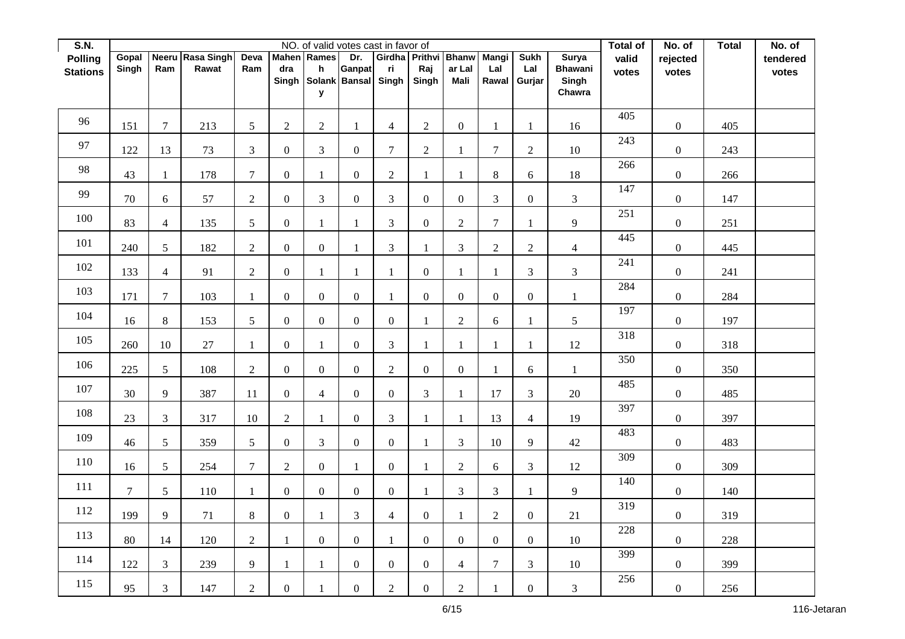| S.N. Polling Stations | NO. of valid votes cast in favor of | | | | | | | | | | | | | Total of valid votes | No. of rejected votes | Total | No. of tendered votes |
|---|---|---|---|---|---|---|---|---|---|---|---|---|---|---|---|---|---|
| | Gopal Singh | Neeru Ram | Rasa Singh Rawat | Deva Ram | Mahendra Singh | Ramesh Solanky | Dr. Ganpat Bansal | Girdhari Singh | Prithvi Raj Singh | Bhanwar Lal Mali | Mangi Lal Rawal | Sukh Lal Gurjar | Surya Bhawani Singh Chawra | | | | |
| 96 | 151 | 7 | 213 | 5 | 2 | 2 | 1 | 4 | 2 | 0 | 1 | 1 | 16 | 405 | 0 | 405 | |
| 97 | 122 | 13 | 73 | 3 | 0 | 3 | 0 | 7 | 2 | 1 | 7 | 2 | 10 | 243 | 0 | 243 | |
| 98 | 43 | 1 | 178 | 7 | 0 | 1 | 0 | 2 | 1 | 1 | 8 | 6 | 18 | 266 | 0 | 266 | |
| 99 | 70 | 6 | 57 | 2 | 0 | 3 | 0 | 3 | 0 | 0 | 3 | 0 | 3 | 147 | 0 | 147 | |
| 100 | 83 | 4 | 135 | 5 | 0 | 1 | 1 | 3 | 0 | 2 | 7 | 1 | 9 | 251 | 0 | 251 | |
| 101 | 240 | 5 | 182 | 2 | 0 | 0 | 1 | 3 | 1 | 3 | 2 | 2 | 4 | 445 | 0 | 445 | |
| 102 | 133 | 4 | 91 | 2 | 0 | 1 | 1 | 1 | 0 | 1 | 1 | 3 | 3 | 241 | 0 | 241 | |
| 103 | 171 | 7 | 103 | 1 | 0 | 0 | 0 | 1 | 0 | 0 | 0 | 0 | 1 | 284 | 0 | 284 | |
| 104 | 16 | 8 | 153 | 5 | 0 | 0 | 0 | 0 | 1 | 2 | 6 | 1 | 5 | 197 | 0 | 197 | |
| 105 | 260 | 10 | 27 | 1 | 0 | 1 | 0 | 3 | 1 | 1 | 1 | 1 | 12 | 318 | 0 | 318 | |
| 106 | 225 | 5 | 108 | 2 | 0 | 0 | 0 | 2 | 0 | 0 | 1 | 6 | 1 | 350 | 0 | 350 | |
| 107 | 30 | 9 | 387 | 11 | 0 | 4 | 0 | 0 | 3 | 1 | 17 | 3 | 20 | 485 | 0 | 485 | |
| 108 | 23 | 3 | 317 | 10 | 2 | 1 | 0 | 3 | 1 | 1 | 13 | 4 | 19 | 397 | 0 | 397 | |
| 109 | 46 | 5 | 359 | 5 | 0 | 3 | 0 | 0 | 1 | 3 | 10 | 9 | 42 | 483 | 0 | 483 | |
| 110 | 16 | 5 | 254 | 7 | 2 | 0 | 1 | 0 | 1 | 2 | 6 | 3 | 12 | 309 | 0 | 309 | |
| 111 | 7 | 5 | 110 | 1 | 0 | 0 | 0 | 0 | 1 | 3 | 3 | 1 | 9 | 140 | 0 | 140 | |
| 112 | 199 | 9 | 71 | 8 | 0 | 1 | 3 | 4 | 0 | 1 | 2 | 0 | 21 | 319 | 0 | 319 | |
| 113 | 80 | 14 | 120 | 2 | 1 | 0 | 0 | 1 | 0 | 0 | 0 | 0 | 10 | 228 | 0 | 228 | |
| 114 | 122 | 3 | 239 | 9 | 1 | 1 | 0 | 0 | 0 | 4 | 7 | 3 | 10 | 399 | 0 | 399 | |
| 115 | 95 | 3 | 147 | 2 | 0 | 1 | 0 | 2 | 0 | 2 | 1 | 0 | 3 | 256 | 0 | 256 | |

116-Jetaran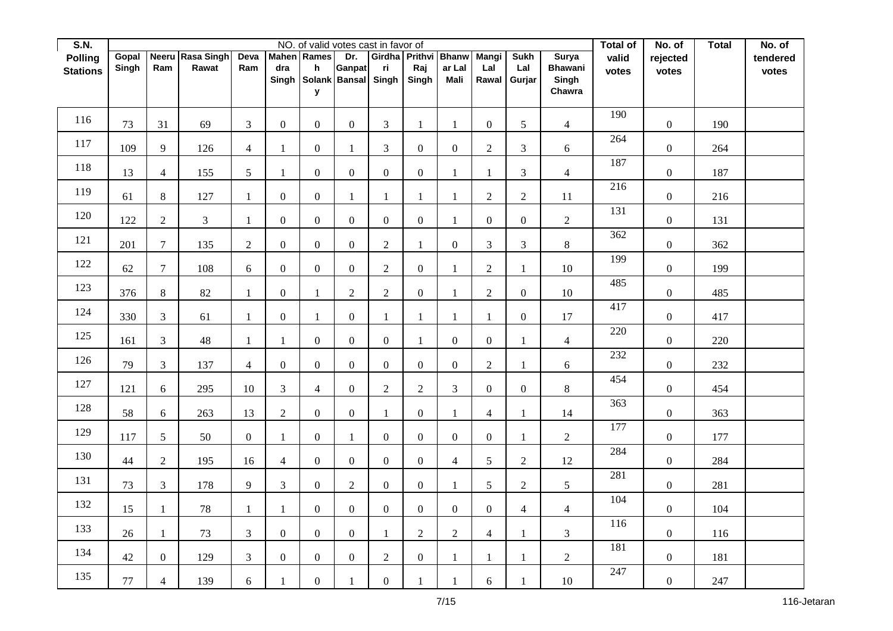| S.N. Polling Stations | NO. of valid votes cast in favor of | | | | | | | | | | | | | Total of valid votes | No. of rejected votes | Total | No. of tendered votes |
|---|---|---|---|---|---|---|---|---|---|---|---|---|---|---|---|---|---|
| | Gopal Singh | Neeru Ram | Rasa Singh Rawat | Deva Ram | Mahendra Singh | Ramesh Solanky | Dr. Ganpat Bansal | Girdhari Singh | Prithvi Raj Singh | Bhanwar Lal Mali | Mangi Lal Rawal | Sukh Lal Gurjar | Surya Bhawani Singh Chawra | | | | |
| 116 | 73 | 31 | 69 | 3 | 0 | 0 | 0 | 3 | 1 | 1 | 0 | 5 | 4 | 190 | 0 | 190 | |
| 117 | 109 | 9 | 126 | 4 | 1 | 0 | 1 | 3 | 0 | 0 | 2 | 3 | 6 | 264 | 0 | 264 | |
| 118 | 13 | 4 | 155 | 5 | 1 | 0 | 0 | 0 | 0 | 1 | 1 | 3 | 4 | 187 | 0 | 187 | |
| 119 | 61 | 8 | 127 | 1 | 0 | 0 | 1 | 1 | 1 | 1 | 2 | 2 | 11 | 216 | 0 | 216 | |
| 120 | 122 | 2 | 3 | 1 | 0 | 0 | 0 | 0 | 0 | 1 | 0 | 0 | 2 | 131 | 0 | 131 | |
| 121 | 201 | 7 | 135 | 2 | 0 | 0 | 0 | 2 | 1 | 0 | 3 | 3 | 8 | 362 | 0 | 362 | |
| 122 | 62 | 7 | 108 | 6 | 0 | 0 | 0 | 2 | 0 | 1 | 2 | 1 | 10 | 199 | 0 | 199 | |
| 123 | 376 | 8 | 82 | 1 | 0 | 1 | 2 | 2 | 0 | 1 | 2 | 0 | 10 | 485 | 0 | 485 | |
| 124 | 330 | 3 | 61 | 1 | 0 | 1 | 0 | 1 | 1 | 1 | 1 | 0 | 17 | 417 | 0 | 417 | |
| 125 | 161 | 3 | 48 | 1 | 1 | 0 | 0 | 0 | 1 | 0 | 0 | 1 | 4 | 220 | 0 | 220 | |
| 126 | 79 | 3 | 137 | 4 | 0 | 0 | 0 | 0 | 0 | 0 | 2 | 1 | 6 | 232 | 0 | 232 | |
| 127 | 121 | 6 | 295 | 10 | 3 | 4 | 0 | 2 | 2 | 3 | 0 | 0 | 8 | 454 | 0 | 454 | |
| 128 | 58 | 6 | 263 | 13 | 2 | 0 | 0 | 1 | 0 | 1 | 4 | 1 | 14 | 363 | 0 | 363 | |
| 129 | 117 | 5 | 50 | 0 | 1 | 0 | 1 | 0 | 0 | 0 | 0 | 1 | 2 | 177 | 0 | 177 | |
| 130 | 44 | 2 | 195 | 16 | 4 | 0 | 0 | 0 | 0 | 4 | 5 | 2 | 12 | 284 | 0 | 284 | |
| 131 | 73 | 3 | 178 | 9 | 3 | 0 | 2 | 0 | 0 | 1 | 5 | 2 | 5 | 281 | 0 | 281 | |
| 132 | 15 | 1 | 78 | 1 | 1 | 0 | 0 | 0 | 0 | 0 | 0 | 4 | 4 | 104 | 0 | 104 | |
| 133 | 26 | 1 | 73 | 3 | 0 | 0 | 0 | 1 | 2 | 2 | 4 | 1 | 3 | 116 | 0 | 116 | |
| 134 | 42 | 0 | 129 | 3 | 0 | 0 | 0 | 2 | 0 | 1 | 1 | 1 | 2 | 181 | 0 | 181 | |
| 135 | 77 | 4 | 139 | 6 | 1 | 0 | 1 | 0 | 1 | 1 | 6 | 1 | 10 | 247 | 0 | 247 | |

116-Jetaran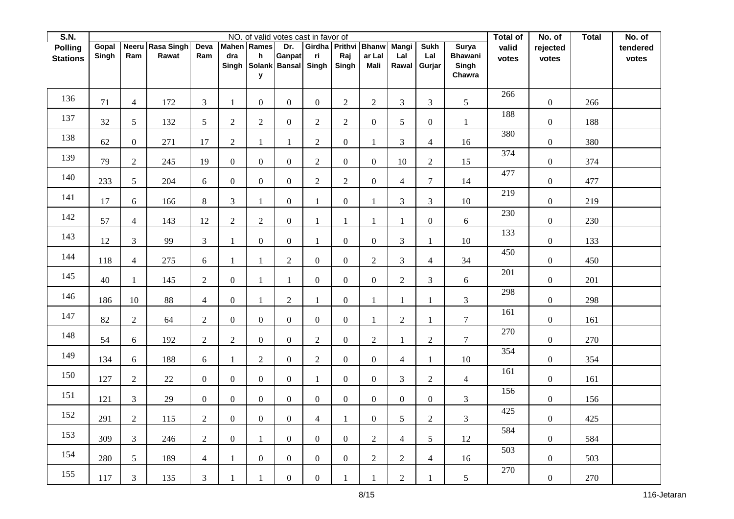| S.N. Polling Stations | NO. of valid votes cast in favor of | | | | | | | | | | | | | Total of valid votes | No. of rejected votes | Total | No. of tendered votes |
|---|---|---|---|---|---|---|---|---|---|---|---|---|---|---|---|---|---|
| | Gopal Singh | Neeru Ram | Rasa Singh Rawat | Deva Ram | Mahendra Singh | Ramesh Solanky | Dr. Ganpat Bansal | Girdhari Singh | Prithvi Raj Singh | Bhanwar Lal Mali | Mangi Lal Rawal | Sukh Lal Gurjar | Surya Bhawani Singh Chawra | | | | |
| 136 | 71 | 4 | 172 | 3 | 1 | 0 | 0 | 0 | 2 | 2 | 3 | 3 | 5 | 266 | 0 | 266 | |
| 137 | 32 | 5 | 132 | 5 | 2 | 2 | 0 | 2 | 2 | 0 | 5 | 0 | 1 | 188 | 0 | 188 | |
| 138 | 62 | 0 | 271 | 17 | 2 | 1 | 1 | 2 | 0 | 1 | 3 | 4 | 16 | 380 | 0 | 380 | |
| 139 | 79 | 2 | 245 | 19 | 0 | 0 | 0 | 2 | 0 | 0 | 10 | 2 | 15 | 374 | 0 | 374 | |
| 140 | 233 | 5 | 204 | 6 | 0 | 0 | 0 | 2 | 2 | 0 | 4 | 7 | 14 | 477 | 0 | 477 | |
| 141 | 17 | 6 | 166 | 8 | 3 | 1 | 0 | 1 | 0 | 1 | 3 | 3 | 10 | 219 | 0 | 219 | |
| 142 | 57 | 4 | 143 | 12 | 2 | 2 | 0 | 1 | 1 | 1 | 1 | 0 | 6 | 230 | 0 | 230 | |
| 143 | 12 | 3 | 99 | 3 | 1 | 0 | 0 | 1 | 0 | 0 | 3 | 1 | 10 | 133 | 0 | 133 | |
| 144 | 118 | 4 | 275 | 6 | 1 | 1 | 2 | 0 | 0 | 2 | 3 | 4 | 34 | 450 | 0 | 450 | |
| 145 | 40 | 1 | 145 | 2 | 0 | 1 | 1 | 0 | 0 | 0 | 2 | 3 | 6 | 201 | 0 | 201 | |
| 146 | 186 | 10 | 88 | 4 | 0 | 1 | 2 | 1 | 0 | 1 | 1 | 1 | 3 | 298 | 0 | 298 | |
| 147 | 82 | 2 | 64 | 2 | 0 | 0 | 0 | 0 | 0 | 1 | 2 | 1 | 7 | 161 | 0 | 161 | |
| 148 | 54 | 6 | 192 | 2 | 2 | 0 | 0 | 2 | 0 | 2 | 1 | 2 | 7 | 270 | 0 | 270 | |
| 149 | 134 | 6 | 188 | 6 | 1 | 2 | 0 | 2 | 0 | 0 | 4 | 1 | 10 | 354 | 0 | 354 | |
| 150 | 127 | 2 | 22 | 0 | 0 | 0 | 0 | 1 | 0 | 0 | 3 | 2 | 4 | 161 | 0 | 161 | |
| 151 | 121 | 3 | 29 | 0 | 0 | 0 | 0 | 0 | 0 | 0 | 0 | 0 | 3 | 156 | 0 | 156 | |
| 152 | 291 | 2 | 115 | 2 | 0 | 0 | 0 | 4 | 1 | 0 | 5 | 2 | 3 | 425 | 0 | 425 | |
| 153 | 309 | 3 | 246 | 2 | 0 | 1 | 0 | 0 | 0 | 2 | 4 | 5 | 12 | 584 | 0 | 584 | |
| 154 | 280 | 5 | 189 | 4 | 1 | 0 | 0 | 0 | 0 | 2 | 2 | 4 | 16 | 503 | 0 | 503 | |
| 155 | 117 | 3 | 135 | 3 | 1 | 1 | 0 | 0 | 1 | 1 | 2 | 1 | 5 | 270 | 0 | 270 | |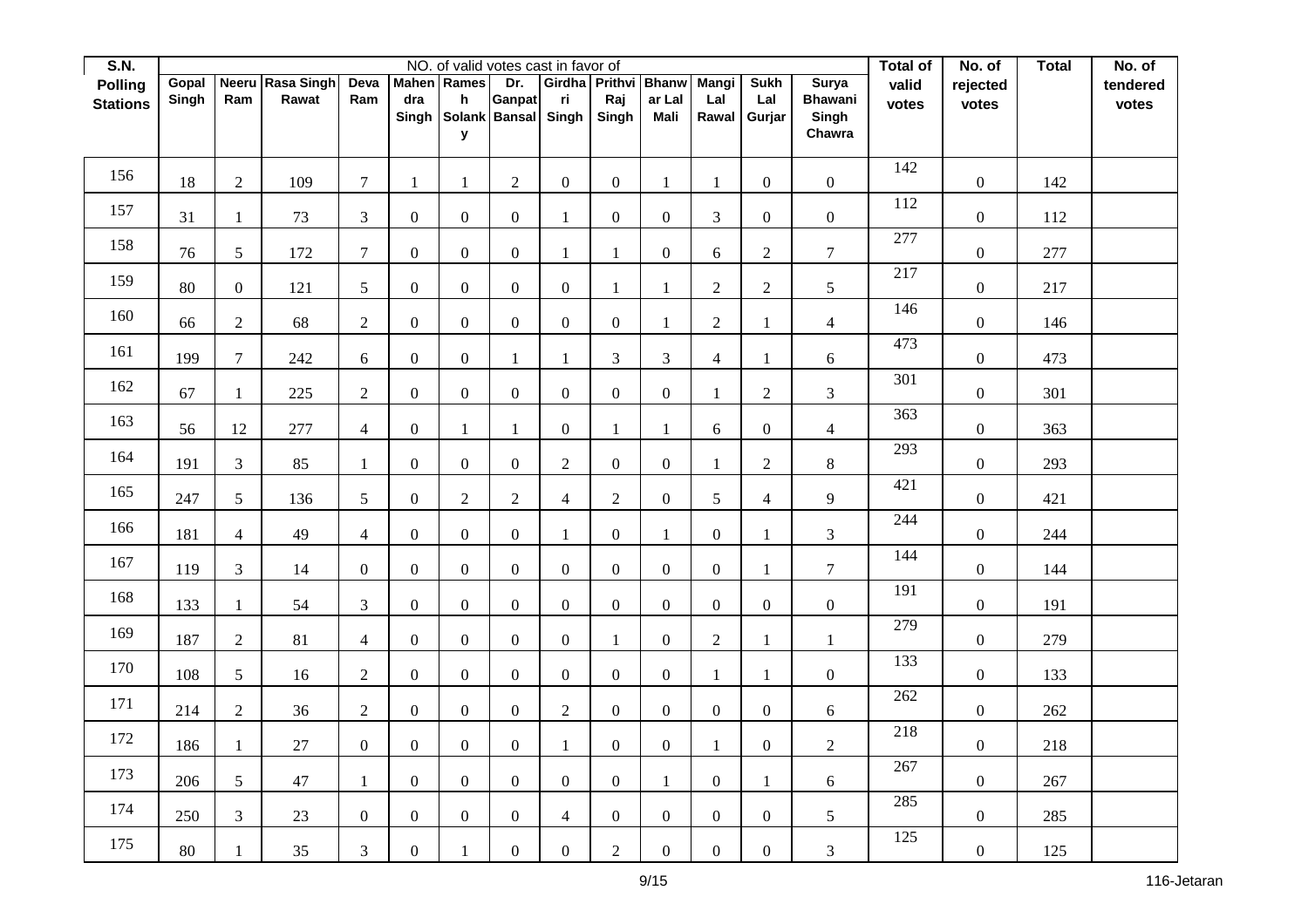| S.N. Polling Stations | NO. of valid votes cast in favor of | | | | | | | | | | | | | Total of valid votes | No. of rejected votes | Total | No. of tendered votes |
|---|---|---|---|---|---|---|---|---|---|---|---|---|---|---|---|---|---|
| | Gopal Singh | Neeru Ram | Rasa Singh Rawat | Deva Ram | Mahendra Singh | Ramesh Solanky | Dr. Ganpat Bansal | Girdhari Singh | Prithvi Raj Singh | Bhanwar Lal Mali | Mangi Lal Rawal | Sukh Lal Gurjar | Surya Bhawani Singh Chawra | | | | |
| 156 | 18 | 2 | 109 | 7 | 1 | 1 | 2 | 0 | 0 | 1 | 1 | 0 | 0 | 142 | 0 | 142 | |
| 157 | 31 | 1 | 73 | 3 | 0 | 0 | 0 | 1 | 0 | 0 | 3 | 0 | 0 | 112 | 0 | 112 | |
| 158 | 76 | 5 | 172 | 7 | 0 | 0 | 0 | 1 | 1 | 0 | 6 | 2 | 7 | 277 | 0 | 277 | |
| 159 | 80 | 0 | 121 | 5 | 0 | 0 | 0 | 0 | 1 | 1 | 2 | 2 | 5 | 217 | 0 | 217 | |
| 160 | 66 | 2 | 68 | 2 | 0 | 0 | 0 | 0 | 0 | 1 | 2 | 1 | 4 | 146 | 0 | 146 | |
| 161 | 199 | 7 | 242 | 6 | 0 | 0 | 1 | 1 | 3 | 3 | 4 | 1 | 6 | 473 | 0 | 473 | |
| 162 | 67 | 1 | 225 | 2 | 0 | 0 | 0 | 0 | 0 | 0 | 1 | 2 | 3 | 301 | 0 | 301 | |
| 163 | 56 | 12 | 277 | 4 | 0 | 1 | 1 | 0 | 1 | 1 | 6 | 0 | 4 | 363 | 0 | 363 | |
| 164 | 191 | 3 | 85 | 1 | 0 | 0 | 0 | 2 | 0 | 0 | 1 | 2 | 8 | 293 | 0 | 293 | |
| 165 | 247 | 5 | 136 | 5 | 0 | 2 | 2 | 4 | 2 | 0 | 5 | 4 | 9 | 421 | 0 | 421 | |
| 166 | 181 | 4 | 49 | 4 | 0 | 0 | 0 | 1 | 0 | 1 | 0 | 1 | 3 | 244 | 0 | 244 | |
| 167 | 119 | 3 | 14 | 0 | 0 | 0 | 0 | 0 | 0 | 0 | 0 | 1 | 7 | 144 | 0 | 144 | |
| 168 | 133 | 1 | 54 | 3 | 0 | 0 | 0 | 0 | 0 | 0 | 0 | 0 | 0 | 191 | 0 | 191 | |
| 169 | 187 | 2 | 81 | 4 | 0 | 0 | 0 | 0 | 1 | 0 | 2 | 1 | 1 | 279 | 0 | 279 | |
| 170 | 108 | 5 | 16 | 2 | 0 | 0 | 0 | 0 | 0 | 0 | 1 | 1 | 0 | 133 | 0 | 133 | |
| 171 | 214 | 2 | 36 | 2 | 0 | 0 | 0 | 2 | 0 | 0 | 0 | 0 | 6 | 262 | 0 | 262 | |
| 172 | 186 | 1 | 27 | 0 | 0 | 0 | 0 | 1 | 0 | 0 | 1 | 0 | 2 | 218 | 0 | 218 | |
| 173 | 206 | 5 | 47 | 1 | 0 | 0 | 0 | 0 | 0 | 1 | 0 | 1 | 6 | 267 | 0 | 267 | |
| 174 | 250 | 3 | 23 | 0 | 0 | 0 | 0 | 4 | 0 | 0 | 0 | 0 | 5 | 285 | 0 | 285 | |
| 175 | 80 | 1 | 35 | 3 | 0 | 1 | 0 | 0 | 2 | 0 | 0 | 0 | 3 | 125 | 0 | 125 | |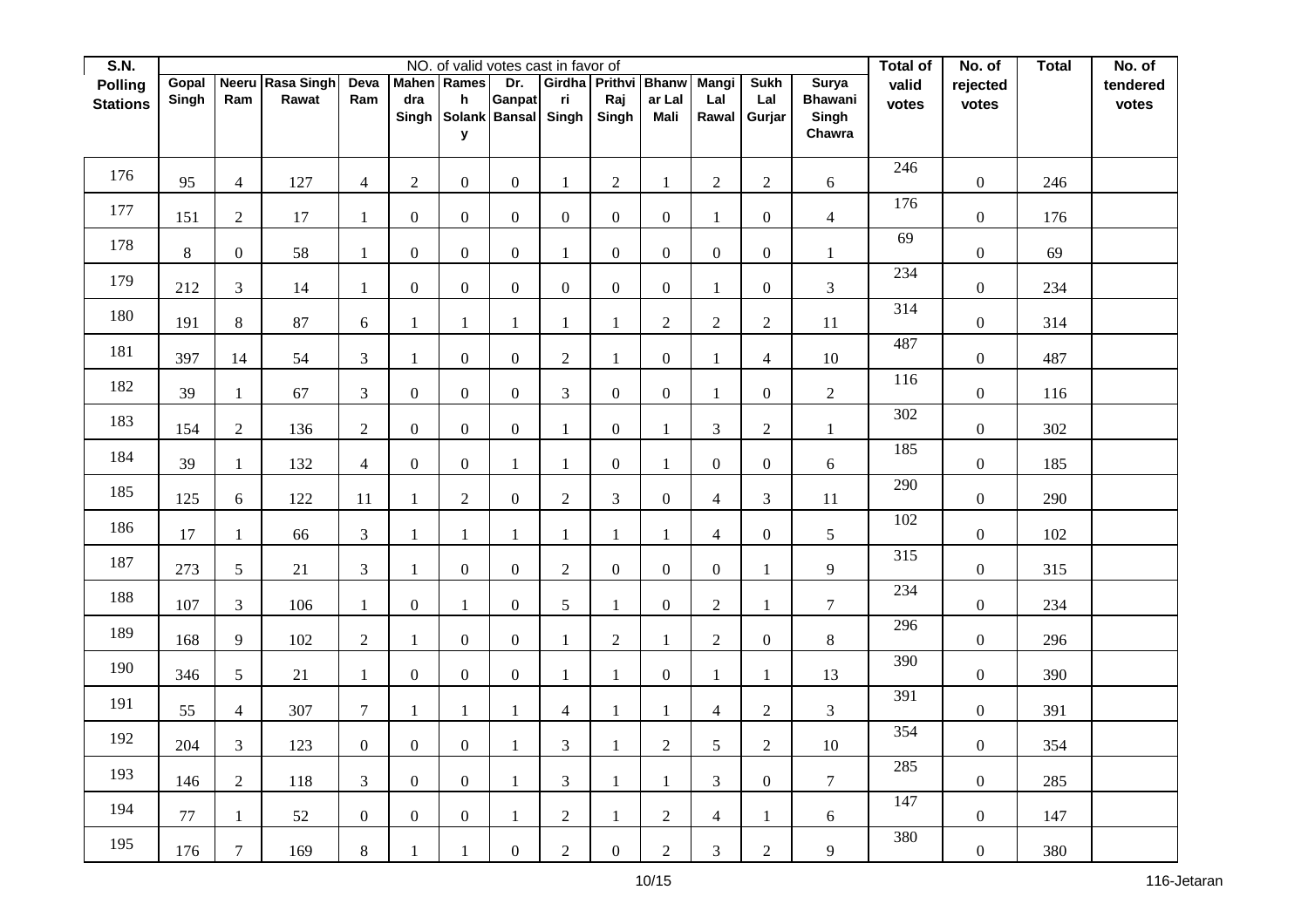| S.N. Polling Stations | NO. of valid votes cast in favor of | | | | | | | | | | | | | Total of valid votes | No. of rejected votes | Total | No. of tendered votes |
|---|---|---|---|---|---|---|---|---|---|---|---|---|---|---|---|---|---|
| | Gopal Singh | Neeru Ram | Rasa Singh Rawat | Deva Ram | Mahendra Singh | Ramesh Solanky | Dr. Ganpat Bansal | Girdhari Singh | Prithvi Raj Singh | Bhanwar Lal Mali | Mangi Lal Rawal | Sukh Lal Gurjar | Surya Bhawani Singh Chawra | | | | |
| 176 | 95 | 4 | 127 | 4 | 2 | 0 | 0 | 1 | 2 | 1 | 2 | 2 | 6 | 246 | 0 | 246 | |
| 177 | 151 | 2 | 17 | 1 | 0 | 0 | 0 | 0 | 0 | 0 | 1 | 0 | 4 | 176 | 0 | 176 | |
| 178 | 8 | 0 | 58 | 1 | 0 | 0 | 0 | 1 | 0 | 0 | 0 | 0 | 1 | 69 | 0 | 69 | |
| 179 | 212 | 3 | 14 | 1 | 0 | 0 | 0 | 0 | 0 | 0 | 1 | 0 | 3 | 234 | 0 | 234 | |
| 180 | 191 | 8 | 87 | 6 | 1 | 1 | 1 | 1 | 1 | 2 | 2 | 2 | 11 | 314 | 0 | 314 | |
| 181 | 397 | 14 | 54 | 3 | 1 | 0 | 0 | 2 | 1 | 0 | 1 | 4 | 10 | 487 | 0 | 487 | |
| 182 | 39 | 1 | 67 | 3 | 0 | 0 | 0 | 3 | 0 | 0 | 1 | 0 | 2 | 116 | 0 | 116 | |
| 183 | 154 | 2 | 136 | 2 | 0 | 0 | 0 | 1 | 0 | 1 | 3 | 2 | 1 | 302 | 0 | 302 | |
| 184 | 39 | 1 | 132 | 4 | 0 | 0 | 1 | 1 | 0 | 1 | 0 | 0 | 6 | 185 | 0 | 185 | |
| 185 | 125 | 6 | 122 | 11 | 1 | 2 | 0 | 2 | 3 | 0 | 4 | 3 | 11 | 290 | 0 | 290 | |
| 186 | 17 | 1 | 66 | 3 | 1 | 1 | 1 | 1 | 1 | 1 | 4 | 0 | 5 | 102 | 0 | 102 | |
| 187 | 273 | 5 | 21 | 3 | 1 | 0 | 0 | 2 | 0 | 0 | 0 | 1 | 9 | 315 | 0 | 315 | |
| 188 | 107 | 3 | 106 | 1 | 0 | 1 | 0 | 5 | 1 | 0 | 2 | 1 | 7 | 234 | 0 | 234 | |
| 189 | 168 | 9 | 102 | 2 | 1 | 0 | 0 | 1 | 2 | 1 | 2 | 0 | 8 | 296 | 0 | 296 | |
| 190 | 346 | 5 | 21 | 1 | 0 | 0 | 0 | 1 | 1 | 0 | 1 | 1 | 13 | 390 | 0 | 390 | |
| 191 | 55 | 4 | 307 | 7 | 1 | 1 | 1 | 4 | 1 | 1 | 4 | 2 | 3 | 391 | 0 | 391 | |
| 192 | 204 | 3 | 123 | 0 | 0 | 0 | 1 | 3 | 1 | 2 | 5 | 2 | 10 | 354 | 0 | 354 | |
| 193 | 146 | 2 | 118 | 3 | 0 | 0 | 1 | 3 | 1 | 1 | 3 | 0 | 7 | 285 | 0 | 285 | |
| 194 | 77 | 1 | 52 | 0 | 0 | 0 | 1 | 2 | 1 | 2 | 4 | 1 | 6 | 147 | 0 | 147 | |
| 195 | 176 | 7 | 169 | 8 | 1 | 1 | 0 | 2 | 0 | 2 | 3 | 2 | 9 | 380 | 0 | 380 | |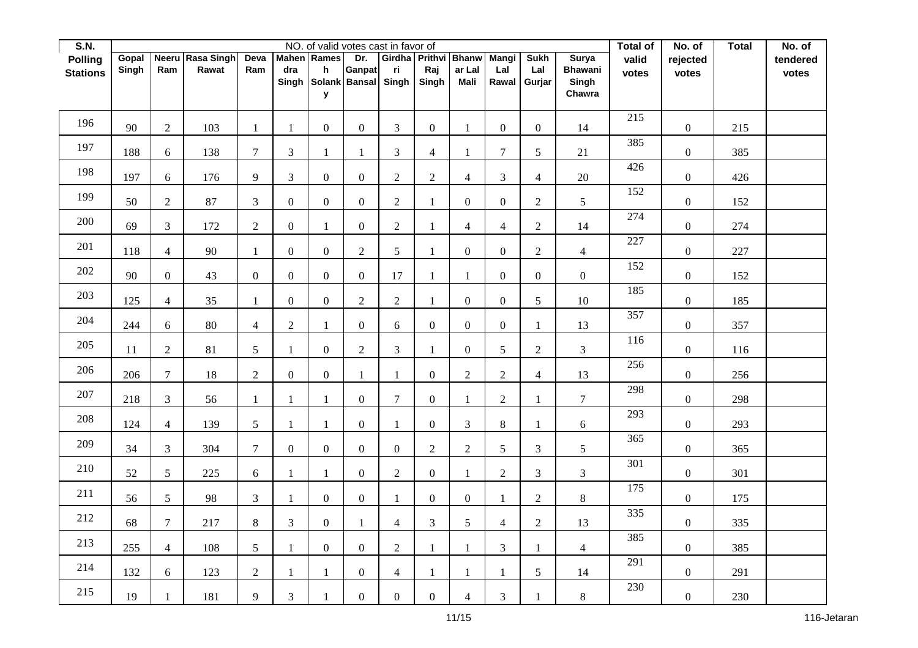| S.N. Polling Stations | NO. of valid votes cast in favor of | | | | | | | | | | | | | Total of valid votes | No. of rejected votes | Total | No. of tendered votes |
|---|---|---|---|---|---|---|---|---|---|---|---|---|---|---|---|---|---|
| | Gopal Singh | Neeru Ram | Rasa Singh Rawat | Deva Ram | Mahendra Singh | Ramesh Solanky | Dr. Ganpat Bansal | Girdhari Singh | Prithvi Raj Singh | Bhanwar Lal Mali | Mangi Lal Rawal | Sukh Lal Gurjar | Surya Bhawani Singh Chawra | | | | |
| 196 | 90 | 2 | 103 | 1 | 1 | 0 | 0 | 3 | 0 | 1 | 0 | 0 | 14 | 215 | 0 | 215 | |
| 197 | 188 | 6 | 138 | 7 | 3 | 1 | 1 | 3 | 4 | 1 | 7 | 5 | 21 | 385 | 0 | 385 | |
| 198 | 197 | 6 | 176 | 9 | 3 | 0 | 0 | 2 | 2 | 4 | 3 | 4 | 20 | 426 | 0 | 426 | |
| 199 | 50 | 2 | 87 | 3 | 0 | 0 | 0 | 2 | 1 | 0 | 0 | 2 | 5 | 152 | 0 | 152 | |
| 200 | 69 | 3 | 172 | 2 | 0 | 1 | 0 | 2 | 1 | 4 | 4 | 2 | 14 | 274 | 0 | 274 | |
| 201 | 118 | 4 | 90 | 1 | 0 | 0 | 2 | 5 | 1 | 0 | 0 | 2 | 4 | 227 | 0 | 227 | |
| 202 | 90 | 0 | 43 | 0 | 0 | 0 | 0 | 17 | 1 | 1 | 0 | 0 | 0 | 152 | 0 | 152 | |
| 203 | 125 | 4 | 35 | 1 | 0 | 0 | 2 | 2 | 1 | 0 | 0 | 5 | 10 | 185 | 0 | 185 | |
| 204 | 244 | 6 | 80 | 4 | 2 | 1 | 0 | 6 | 0 | 0 | 0 | 1 | 13 | 357 | 0 | 357 | |
| 205 | 11 | 2 | 81 | 5 | 1 | 0 | 2 | 3 | 1 | 0 | 5 | 2 | 3 | 116 | 0 | 116 | |
| 206 | 206 | 7 | 18 | 2 | 0 | 0 | 1 | 1 | 0 | 2 | 2 | 4 | 13 | 256 | 0 | 256 | |
| 207 | 218 | 3 | 56 | 1 | 1 | 1 | 0 | 7 | 0 | 1 | 2 | 1 | 7 | 298 | 0 | 298 | |
| 208 | 124 | 4 | 139 | 5 | 1 | 1 | 0 | 1 | 0 | 3 | 8 | 1 | 6 | 293 | 0 | 293 | |
| 209 | 34 | 3 | 304 | 7 | 0 | 0 | 0 | 0 | 2 | 2 | 5 | 3 | 5 | 365 | 0 | 365 | |
| 210 | 52 | 5 | 225 | 6 | 1 | 1 | 0 | 2 | 0 | 1 | 2 | 3 | 3 | 301 | 0 | 301 | |
| 211 | 56 | 5 | 98 | 3 | 1 | 0 | 0 | 1 | 0 | 0 | 1 | 2 | 8 | 175 | 0 | 175 | |
| 212 | 68 | 7 | 217 | 8 | 3 | 0 | 1 | 4 | 3 | 5 | 4 | 2 | 13 | 335 | 0 | 335 | |
| 213 | 255 | 4 | 108 | 5 | 1 | 0 | 0 | 2 | 1 | 1 | 3 | 1 | 4 | 385 | 0 | 385 | |
| 214 | 132 | 6 | 123 | 2 | 1 | 1 | 0 | 4 | 1 | 1 | 1 | 5 | 14 | 291 | 0 | 291 | |
| 215 | 19 | 1 | 181 | 9 | 3 | 1 | 0 | 0 | 0 | 4 | 3 | 1 | 8 | 230 | 0 | 230 | |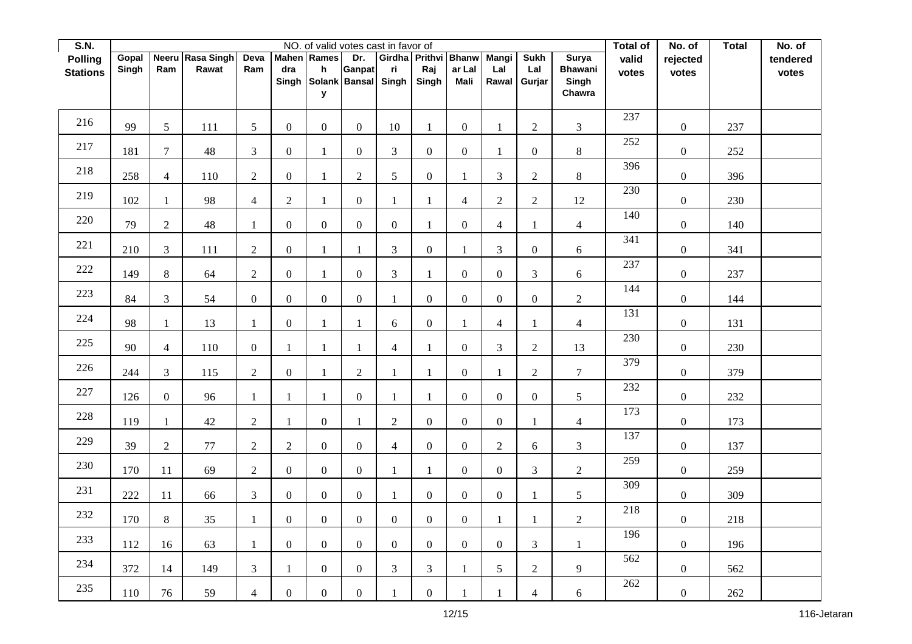| S.N. Polling Stations | NO. of valid votes cast in favor of | | | | | | | | | | | | | Total of valid votes | No. of rejected votes | Total | No. of tendered votes |
|---|---|---|---|---|---|---|---|---|---|---|---|---|---|---|---|---|---|
| | Gopal Singh | Neeru Ram | Rasa Singh Rawat | Deva Ram | Mahendra Singh | Ramesh Solanky | Dr. Ganpat Bansal | Girdhari Singh | Prithvi Raj Singh | Bhanwar Lal Mali | Mangi Lal Rawal | Sukh Lal Gurjar | Surya Bhawani Singh Chawra | | | | |
| 216 | 99 | 5 | 111 | 5 | 0 | 0 | 0 | 10 | 1 | 0 | 1 | 2 | 3 | 237 | 0 | 237 | |
| 217 | 181 | 7 | 48 | 3 | 0 | 1 | 0 | 3 | 0 | 0 | 1 | 0 | 8 | 252 | 0 | 252 | |
| 218 | 258 | 4 | 110 | 2 | 0 | 1 | 2 | 5 | 0 | 1 | 3 | 2 | 8 | 396 | 0 | 396 | |
| 219 | 102 | 1 | 98 | 4 | 2 | 1 | 0 | 1 | 1 | 4 | 2 | 2 | 12 | 230 | 0 | 230 | |
| 220 | 79 | 2 | 48 | 1 | 0 | 0 | 0 | 0 | 1 | 0 | 4 | 1 | 4 | 140 | 0 | 140 | |
| 221 | 210 | 3 | 111 | 2 | 0 | 1 | 1 | 3 | 0 | 1 | 3 | 0 | 6 | 341 | 0 | 341 | |
| 222 | 149 | 8 | 64 | 2 | 0 | 1 | 0 | 3 | 1 | 0 | 0 | 3 | 6 | 237 | 0 | 237 | |
| 223 | 84 | 3 | 54 | 0 | 0 | 0 | 0 | 1 | 0 | 0 | 0 | 0 | 2 | 144 | 0 | 144 | |
| 224 | 98 | 1 | 13 | 1 | 0 | 1 | 1 | 6 | 0 | 1 | 4 | 1 | 4 | 131 | 0 | 131 | |
| 225 | 90 | 4 | 110 | 0 | 1 | 1 | 1 | 4 | 1 | 0 | 3 | 2 | 13 | 230 | 0 | 230 | |
| 226 | 244 | 3 | 115 | 2 | 0 | 1 | 2 | 1 | 1 | 0 | 1 | 2 | 7 | 379 | 0 | 379 | |
| 227 | 126 | 0 | 96 | 1 | 1 | 1 | 0 | 1 | 1 | 0 | 0 | 0 | 5 | 232 | 0 | 232 | |
| 228 | 119 | 1 | 42 | 2 | 1 | 0 | 1 | 2 | 0 | 0 | 0 | 1 | 4 | 173 | 0 | 173 | |
| 229 | 39 | 2 | 77 | 2 | 2 | 0 | 0 | 4 | 0 | 0 | 2 | 6 | 3 | 137 | 0 | 137 | |
| 230 | 170 | 11 | 69 | 2 | 0 | 0 | 0 | 1 | 1 | 0 | 0 | 3 | 2 | 259 | 0 | 259 | |
| 231 | 222 | 11 | 66 | 3 | 0 | 0 | 0 | 1 | 0 | 0 | 0 | 1 | 5 | 309 | 0 | 309 | |
| 232 | 170 | 8 | 35 | 1 | 0 | 0 | 0 | 0 | 0 | 0 | 1 | 1 | 2 | 218 | 0 | 218 | |
| 233 | 112 | 16 | 63 | 1 | 0 | 0 | 0 | 0 | 0 | 0 | 0 | 3 | 1 | 196 | 0 | 196 | |
| 234 | 372 | 14 | 149 | 3 | 1 | 0 | 0 | 3 | 3 | 1 | 5 | 2 | 9 | 562 | 0 | 562 | |
| 235 | 110 | 76 | 59 | 4 | 0 | 0 | 0 | 1 | 0 | 1 | 1 | 4 | 6 | 262 | 0 | 262 | |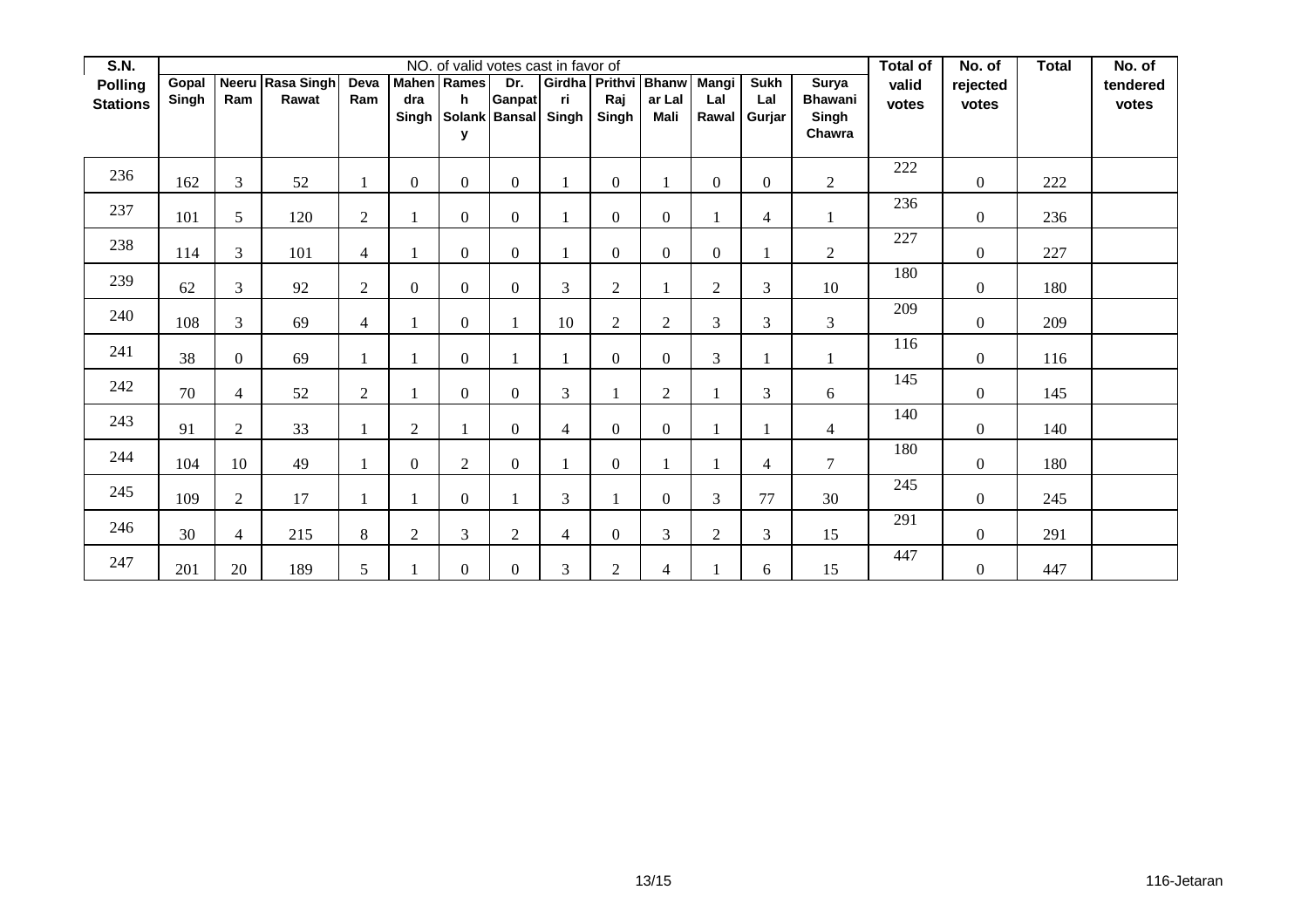| S.N. Polling Stations | NO. of valid votes cast in favor of | | | | | | | | | | | | | Total of valid votes | No. of rejected votes | Total | No. of tendered votes |
|---|---|---|---|---|---|---|---|---|---|---|---|---|---|---|---|---|---|
| | Gopal Singh | Neeru Ram | Rasa Singh Rawat | Deva Ram | Mahendra Singh | Ramesh Solanky | Dr. Ganpat Bansal | Girdhari Singh | Prithvi Raj Singh | Bhanwar Lal Mali | Mangi Lal Rawal | Sukh Lal Gurjar | Surya Bhawani Singh Chawra | | | | |
| 236 | 162 | 3 | 52 | 1 | 0 | 0 | 0 | 1 | 0 | 1 | 0 | 0 | 2 | 222 | 0 | 222 | |
| 237 | 101 | 5 | 120 | 2 | 1 | 0 | 0 | 1 | 0 | 0 | 1 | 4 | 1 | 236 | 0 | 236 | |
| 238 | 114 | 3 | 101 | 4 | 1 | 0 | 0 | 1 | 0 | 0 | 0 | 1 | 2 | 227 | 0 | 227 | |
| 239 | 62 | 3 | 92 | 2 | 0 | 0 | 0 | 3 | 2 | 1 | 2 | 3 | 10 | 180 | 0 | 180 | |
| 240 | 108 | 3 | 69 | 4 | 1 | 0 | 1 | 10 | 2 | 2 | 3 | 3 | 3 | 209 | 0 | 209 | |
| 241 | 38 | 0 | 69 | 1 | 1 | 0 | 1 | 1 | 0 | 0 | 3 | 1 | 1 | 116 | 0 | 116 | |
| 242 | 70 | 4 | 52 | 2 | 1 | 0 | 0 | 3 | 1 | 2 | 1 | 3 | 6 | 145 | 0 | 145 | |
| 243 | 91 | 2 | 33 | 1 | 2 | 1 | 0 | 4 | 0 | 0 | 1 | 1 | 4 | 140 | 0 | 140 | |
| 244 | 104 | 10 | 49 | 1 | 0 | 2 | 0 | 1 | 0 | 1 | 1 | 4 | 7 | 180 | 0 | 180 | |
| 245 | 109 | 2 | 17 | 1 | 1 | 0 | 1 | 3 | 1 | 0 | 3 | 77 | 30 | 245 | 0 | 245 | |
| 246 | 30 | 4 | 215 | 8 | 2 | 3 | 2 | 4 | 0 | 3 | 2 | 3 | 15 | 291 | 0 | 291 | |
| 247 | 201 | 20 | 189 | 5 | 1 | 0 | 0 | 3 | 2 | 4 | 1 | 6 | 15 | 447 | 0 | 447 | |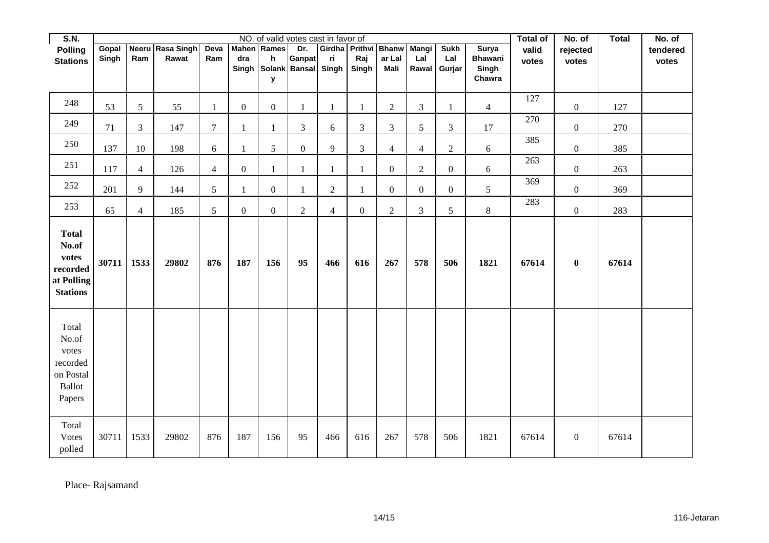| S.N. Polling Stations | NO. of valid votes cast in favor of | | | | | | | | | | | | | Total of valid votes | No. of rejected votes | Total | No. of tendered votes |
|---|---|---|---|---|---|---|---|---|---|---|---|---|---|---|---|---|---|
| | Gopal Singh | Neeru Ram | Rasa Singh Rawat | Deva Ram | Mahendra Singh | Ramesh Solanky | Dr. Ganpat Bansal | Girdhari Singh | Prithvi Raj Singh | Bhanwar Lal Mali | Mangi Lal Rawal | Sukh Lal Gurjar | Surya Bhawani Singh Chawra | | | | |
| 248 | 53 | 5 | 55 | 1 | 0 | 0 | 1 | 1 | 1 | 2 | 3 | 1 | 4 | 127 | 0 | 127 | |
| 249 | 71 | 3 | 147 | 7 | 1 | 1 | 3 | 6 | 3 | 3 | 5 | 3 | 17 | 270 | 0 | 270 | |
| 250 | 137 | 10 | 198 | 6 | 1 | 5 | 0 | 9 | 3 | 4 | 4 | 2 | 6 | 385 | 0 | 385 | |
| 251 | 117 | 4 | 126 | 4 | 0 | 1 | 1 | 1 | 1 | 0 | 2 | 0 | 6 | 263 | 0 | 263 | |
| 252 | 201 | 9 | 144 | 5 | 1 | 0 | 1 | 2 | 1 | 0 | 0 | 0 | 5 | 369 | 0 | 369 | |
| 253 | 65 | 4 | 185 | 5 | 0 | 0 | 2 | 4 | 0 | 2 | 3 | 5 | 8 | 283 | 0 | 283 | |
| **Total No.of votes recorded at Polling Stations** | **30711** | **1533** | **29802** | **876** | **187** | **156** | **95** | **466** | **616** | **267** | **578** | **506** | **1821** | **67614** | **0** | **67614** | |
| Total No.of votes recorded on Postal Ballot Papers | | | | | | | | | | | | | | | | | |
| Total Votes polled | 30711 | 1533 | 29802 | 876 | 187 | 156 | 95 | 466 | 616 | 267 | 578 | 506 | 1821 | 67614 | 0 | 67614 | |

Place- Rajsamand

116-Jetaran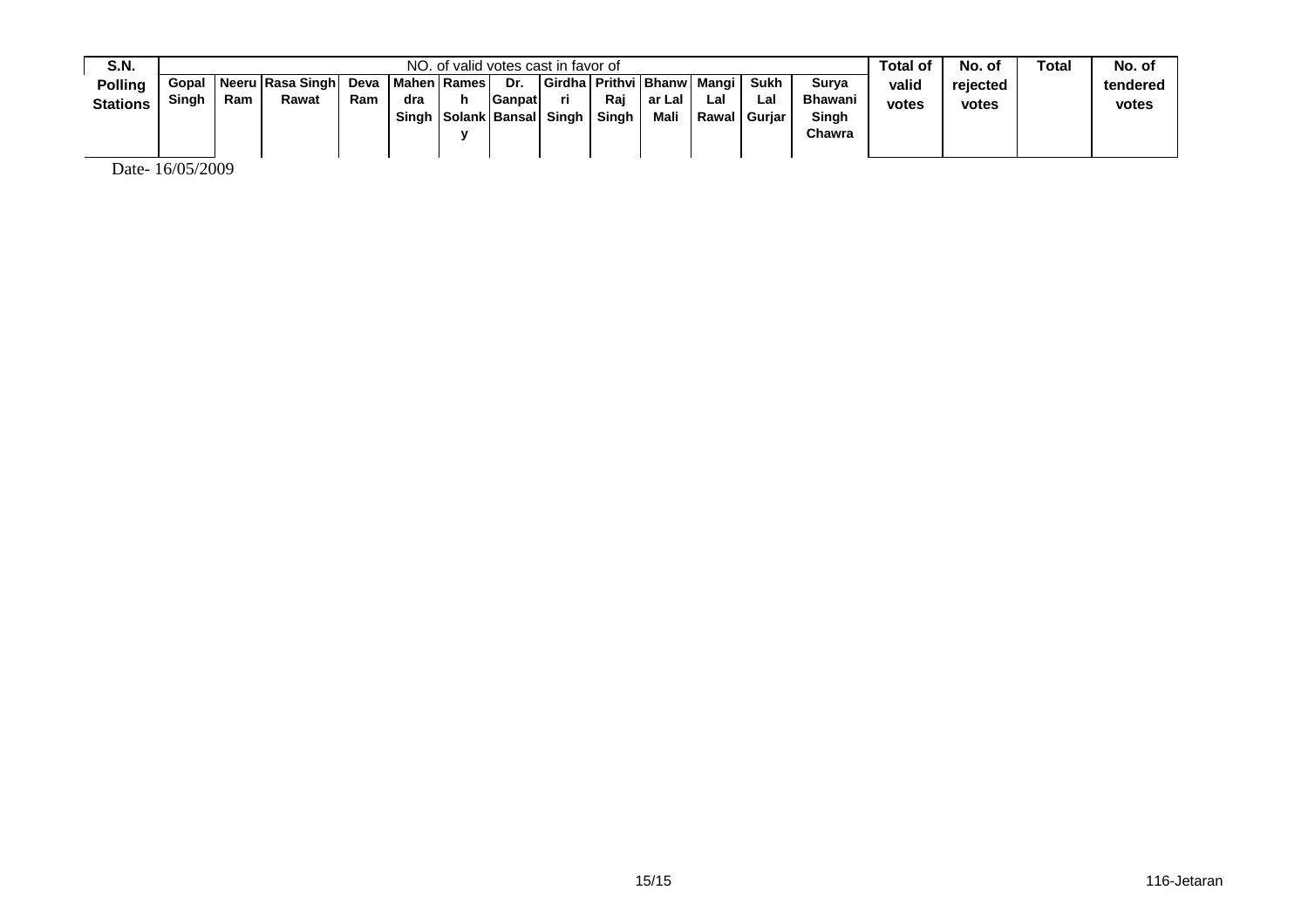| S.N. Polling Stations | NO. of valid votes cast in favor of | | | | | | | | | | | | | Total of valid votes | No. of rejected votes | Total | No. of tendered votes |
|---|---|---|---|---|---|---|---|---|---|---|---|---|---|---|---|---|---|
| | Gopal Singh | Neeru Ram | Rasa Singh Rawat | Deva Ram | Mahendra Singh | Ramesh Solanky | Dr. Ganpat Bansal | Girdhari Singh | Prithvi Raj Singh | Bhanwar Lal Mali | Mangi Lal Rawal | Sukh Lal Gurjar | Surya Bhawani Singh Chawra | | | | |

Date- 16/05/2009